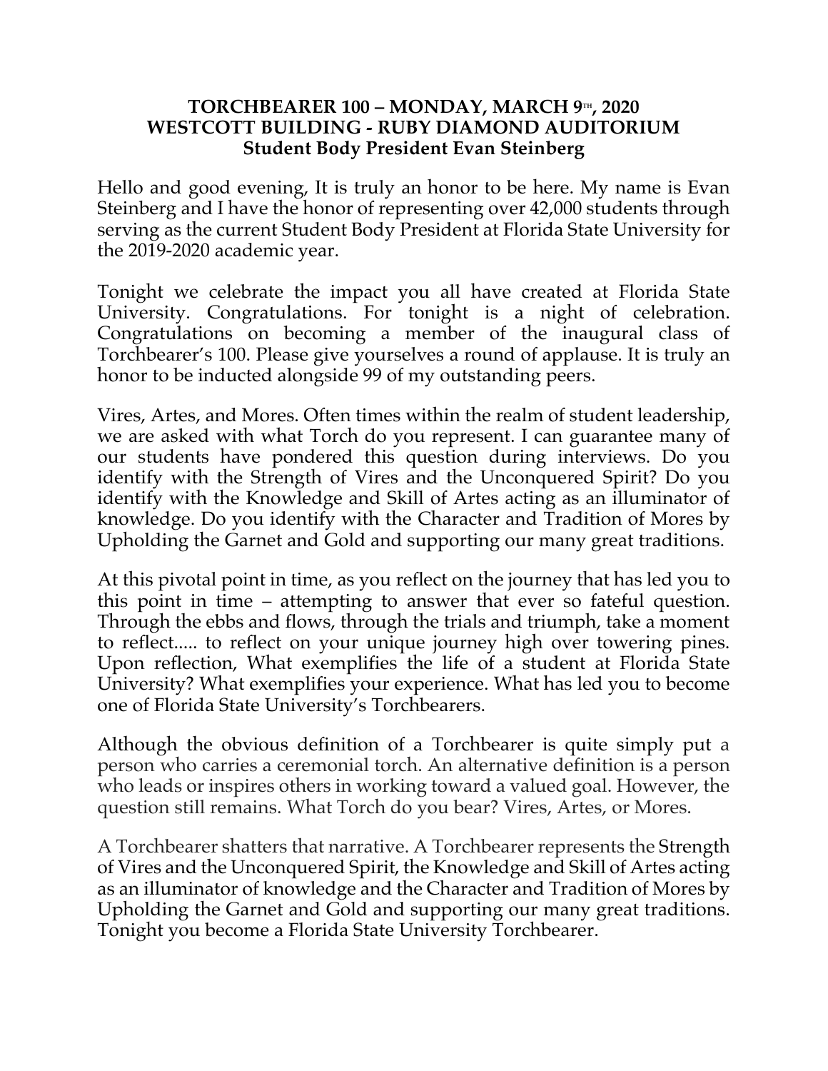**TORCHBEARER 100 – MONDAY, MARCH 9TH, 2020**
**WESTCOTT BUILDING - RUBY DIAMOND AUDITORIUM**
**Student Body President Evan Steinberg**

Hello and good evening, It is truly an honor to be here. My name is Evan Steinberg and I have the honor of representing over 42,000 students through serving as the current Student Body President at Florida State University for the 2019-2020 academic year.

Tonight we celebrate the impact you all have created at Florida State University. Congratulations. For tonight is a night of celebration. Congratulations on becoming a member of the inaugural class of Torchbearer's 100. Please give yourselves a round of applause. It is truly an honor to be inducted alongside 99 of my outstanding peers.

Vires, Artes, and Mores. Often times within the realm of student leadership, we are asked with what Torch do you represent. I can guarantee many of our students have pondered this question during interviews. Do you identify with the Strength of Vires and the Unconquered Spirit? Do you identify with the Knowledge and Skill of Artes acting as an illuminator of knowledge. Do you identify with the Character and Tradition of Mores by Upholding the Garnet and Gold and supporting our many great traditions.

At this pivotal point in time, as you reflect on the journey that has led you to this point in time – attempting to answer that ever so fateful question. Through the ebbs and flows, through the trials and triumph, take a moment to reflect..... to reflect on your unique journey high over towering pines. Upon reflection, What exemplifies the life of a student at Florida State University? What exemplifies your experience. What has led you to become one of Florida State University's Torchbearers.

Although the obvious definition of a Torchbearer is quite simply put a person who carries a ceremonial torch. An alternative definition is a person who leads or inspires others in working toward a valued goal. However, the question still remains. What Torch do you bear? Vires, Artes, or Mores.

A Torchbearer shatters that narrative. A Torchbearer represents the Strength of Vires and the Unconquered Spirit, the Knowledge and Skill of Artes acting as an illuminator of knowledge and the Character and Tradition of Mores by Upholding the Garnet and Gold and supporting our many great traditions. Tonight you become a Florida State University Torchbearer.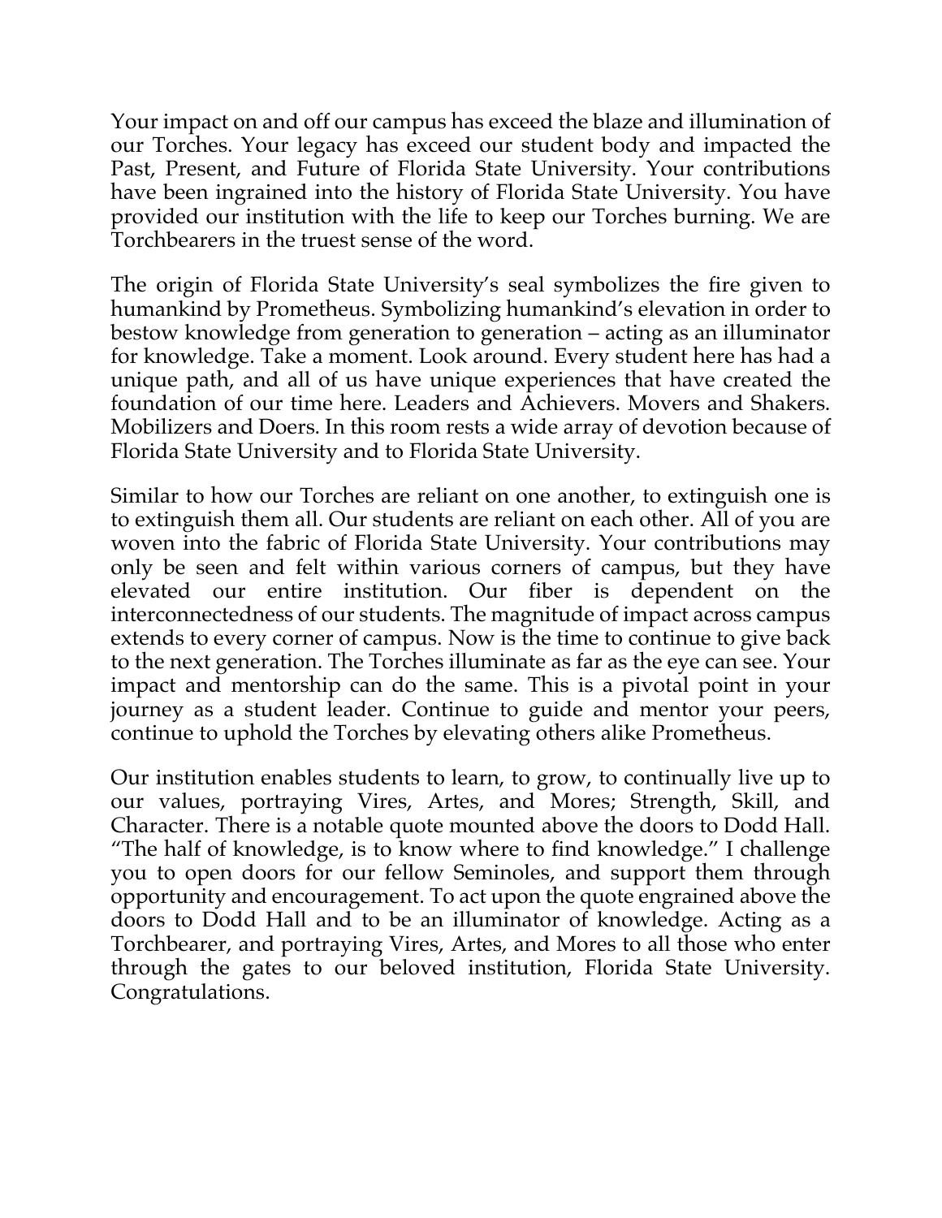Your impact on and off our campus has exceed the blaze and illumination of our Torches. Your legacy has exceed our student body and impacted the Past, Present, and Future of Florida State University. Your contributions have been ingrained into the history of Florida State University. You have provided our institution with the life to keep our Torches burning. We are Torchbearers in the truest sense of the word.

The origin of Florida State University's seal symbolizes the fire given to humankind by Prometheus. Symbolizing humankind's elevation in order to bestow knowledge from generation to generation – acting as an illuminator for knowledge. Take a moment. Look around. Every student here has had a unique path, and all of us have unique experiences that have created the foundation of our time here. Leaders and Achievers. Movers and Shakers. Mobilizers and Doers. In this room rests a wide array of devotion because of Florida State University and to Florida State University.

Similar to how our Torches are reliant on one another, to extinguish one is to extinguish them all. Our students are reliant on each other. All of you are woven into the fabric of Florida State University. Your contributions may only be seen and felt within various corners of campus, but they have elevated our entire institution. Our fiber is dependent on the interconnectedness of our students. The magnitude of impact across campus extends to every corner of campus. Now is the time to continue to give back to the next generation. The Torches illuminate as far as the eye can see. Your impact and mentorship can do the same. This is a pivotal point in your journey as a student leader. Continue to guide and mentor your peers, continue to uphold the Torches by elevating others alike Prometheus.

Our institution enables students to learn, to grow, to continually live up to our values, portraying Vires, Artes, and Mores; Strength, Skill, and Character. There is a notable quote mounted above the doors to Dodd Hall. "The half of knowledge, is to know where to find knowledge." I challenge you to open doors for our fellow Seminoles, and support them through opportunity and encouragement. To act upon the quote engrained above the doors to Dodd Hall and to be an illuminator of knowledge. Acting as a Torchbearer, and portraying Vires, Artes, and Mores to all those who enter through the gates to our beloved institution, Florida State University. Congratulations.